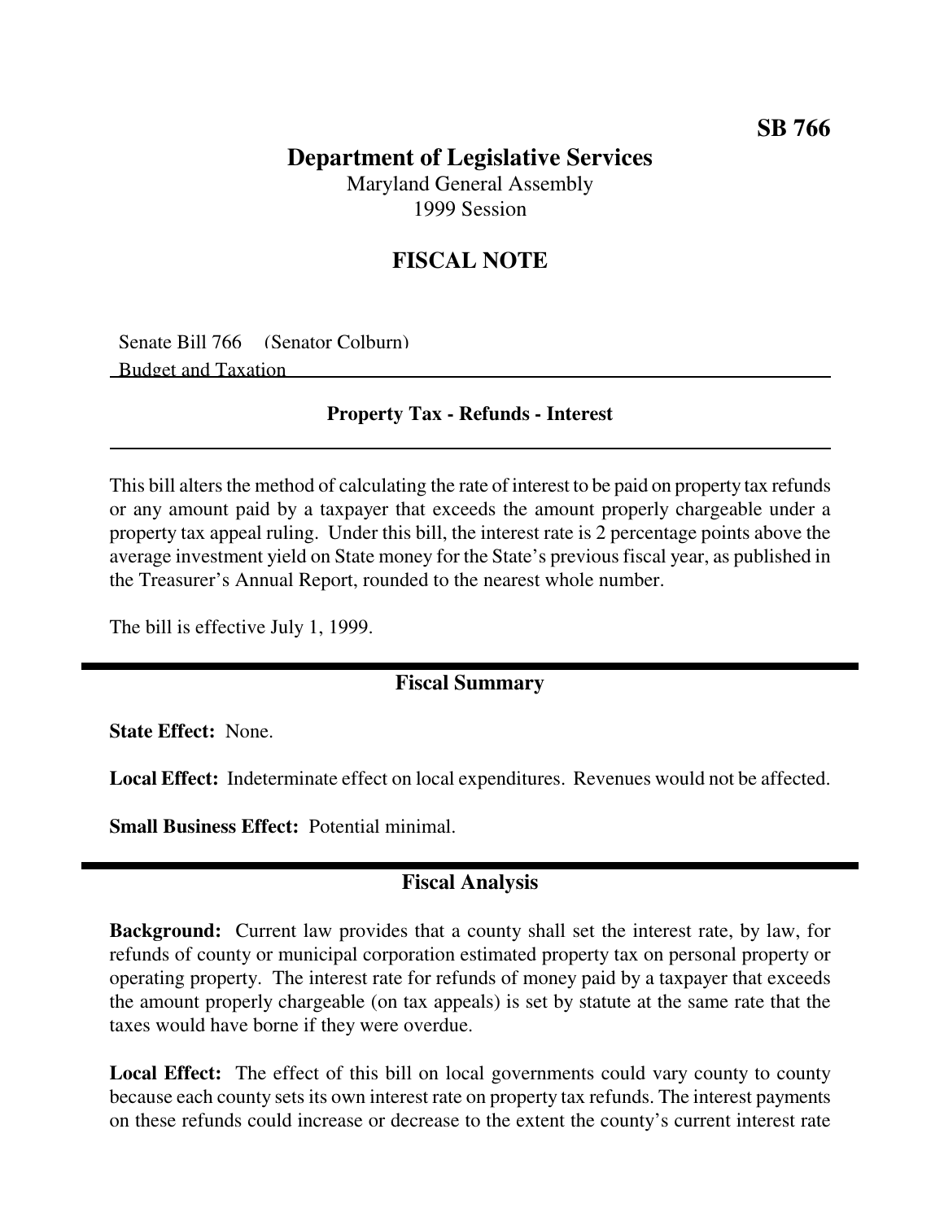SB 766

# Department of Legislative Services

Maryland General Assembly
1999 Session

## FISCAL NOTE

Senate Bill 766 (Senator Colburn)
Budget and Taxation

### Property Tax - Refunds - Interest

This bill alters the method of calculating the rate of interest to be paid on property tax refunds or any amount paid by a taxpayer that exceeds the amount properly chargeable under a property tax appeal ruling. Under this bill, the interest rate is 2 percentage points above the average investment yield on State money for the State's previous fiscal year, as published in the Treasurer's Annual Report, rounded to the nearest whole number.

The bill is effective July 1, 1999.

## Fiscal Summary

**State Effect:** None.

**Local Effect:** Indeterminate effect on local expenditures. Revenues would not be affected.

**Small Business Effect:** Potential minimal.

## Fiscal Analysis

**Background:** Current law provides that a county shall set the interest rate, by law, for refunds of county or municipal corporation estimated property tax on personal property or operating property. The interest rate for refunds of money paid by a taxpayer that exceeds the amount properly chargeable (on tax appeals) is set by statute at the same rate that the taxes would have borne if they were overdue.

**Local Effect:** The effect of this bill on local governments could vary county to county because each county sets its own interest rate on property tax refunds. The interest payments on these refunds could increase or decrease to the extent the county's current interest rate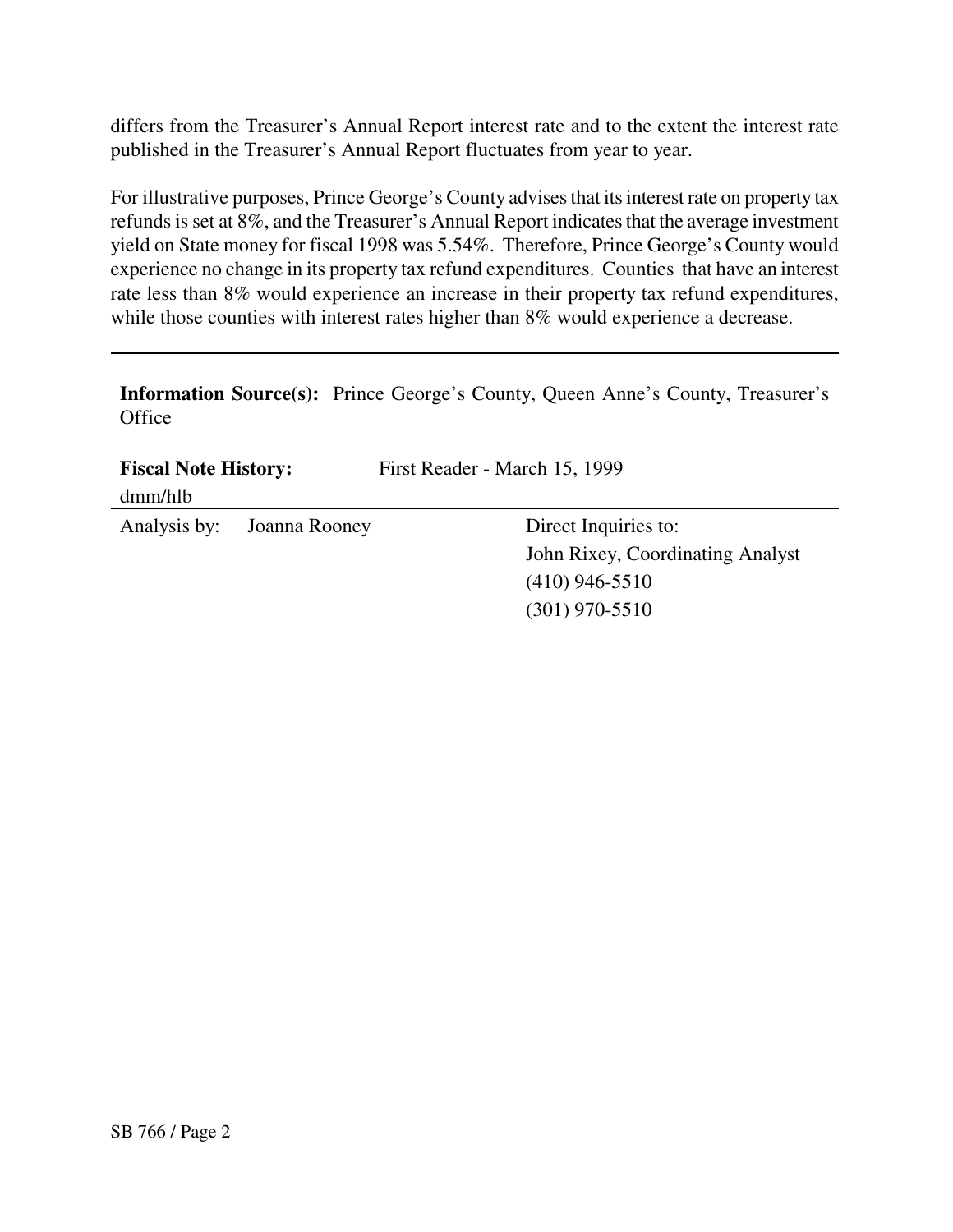differs from the Treasurer's Annual Report interest rate and to the extent the interest rate published in the Treasurer's Annual Report fluctuates from year to year.

For illustrative purposes, Prince George's County advises that its interest rate on property tax refunds is set at 8%, and the Treasurer's Annual Report indicates that the average investment yield on State money for fiscal 1998 was 5.54%. Therefore, Prince George's County would experience no change in its property tax refund expenditures. Counties that have an interest rate less than 8% would experience an increase in their property tax refund expenditures, while those counties with interest rates higher than 8% would experience a decrease.

---

**Information Source(s):** Prince George's County, Queen Anne's County, Treasurer's Office

**Fiscal Note History:** First Reader - March 15, 1999

dmm/hlb

---

Analysis by: Joanna Rooney

Direct Inquiries to:
John Rixey, Coordinating Analyst
(410) 946-5510
(301) 970-5510